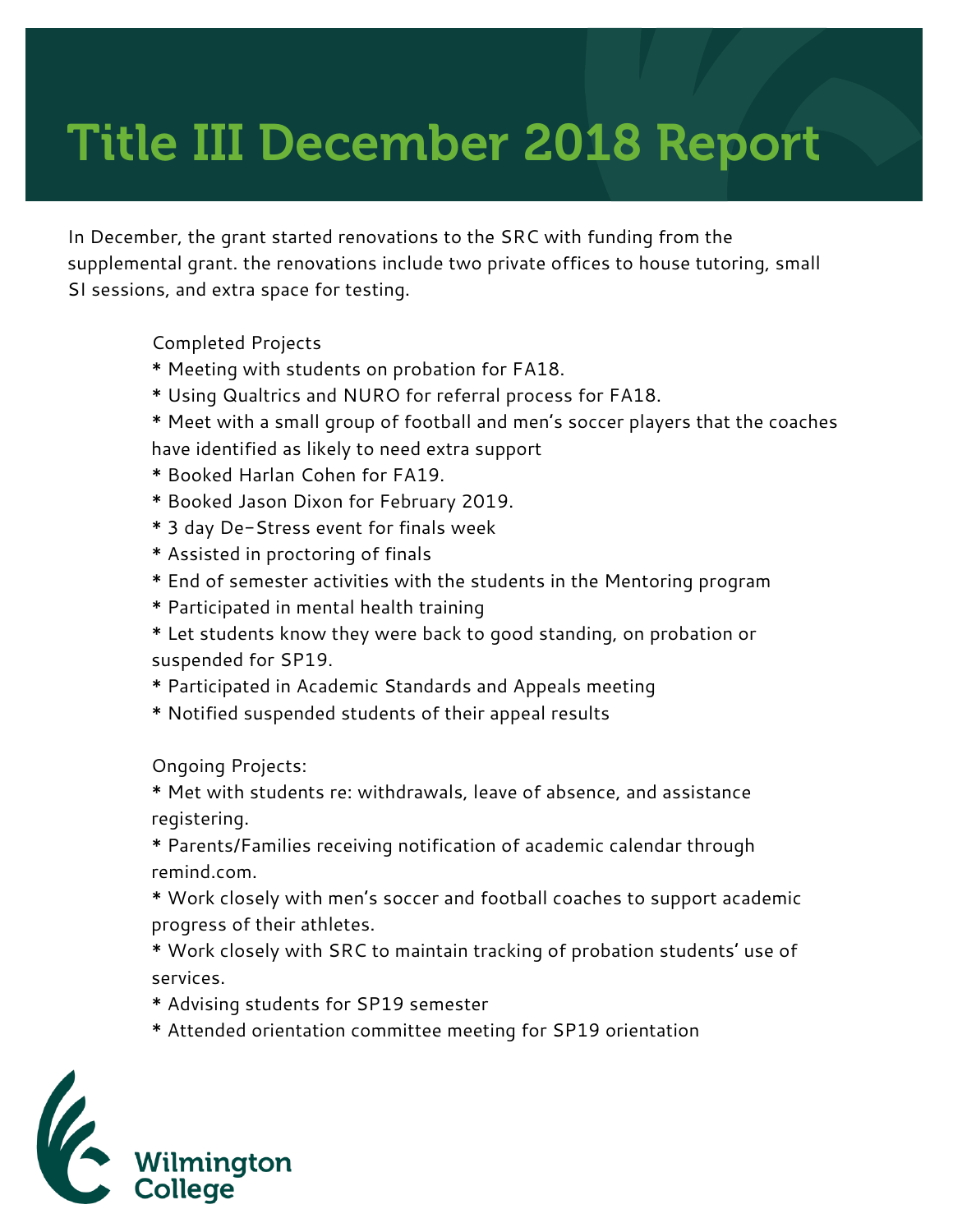# Title III December 2018 Report

In December, the grant started renovations to the SRC with funding from the supplemental grant. the renovations include two private offices to house tutoring, small SI sessions, and extra space for testing.

Completed Projects

* Meeting with students on probation for FA18.
* Using Qualtrics and NURO for referral process for FA18.
* Meet with a small group of football and men's soccer players that the coaches have identified as likely to need extra support
* Booked Harlan Cohen for FA19.
* Booked Jason Dixon for February 2019.
* 3 day De-Stress event for finals week
* Assisted in proctoring of finals
* End of semester activities with the students in the Mentoring program
* Participated in mental health training
* Let students know they were back to good standing, on probation or suspended for SP19.
* Participated in Academic Standards and Appeals meeting
* Notified suspended students of their appeal results

Ongoing Projects:

* Met with students re: withdrawals, leave of absence, and assistance registering.
* Parents/Families receiving notification of academic calendar through remind.com.
* Work closely with men's soccer and football coaches to support academic progress of their athletes.
* Work closely with SRC to maintain tracking of probation students' use of services.
* Advising students for SP19 semester
* Attended orientation committee meeting for SP19 orientation

Wilmington College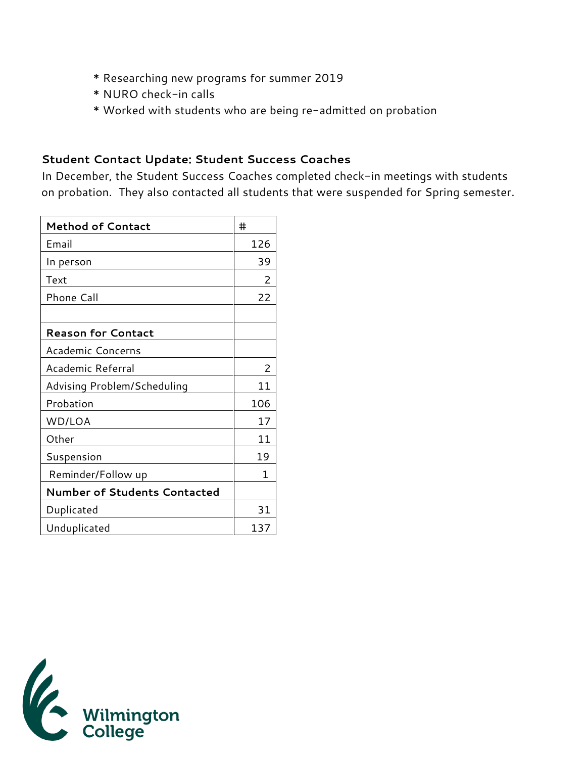* Researching new programs for summer 2019
* NURO check-in calls
* Worked with students who are being re-admitted on probation

### Student Contact Update: Student Success Coaches

In December, the Student Success Coaches completed check-in meetings with students on probation. They also contacted all students that were suspended for Spring semester.

| **Method of Contact** | # |
|---|---|
| Email | 126 |
| In person | 39 |
| Text | 2 |
| Phone Call | 22 |
| | |
| **Reason for Contact** | |
| Academic Concerns | |
| Academic Referral | 2 |
| Advising Problem/Scheduling | 11 |
| Probation | 106 |
| WD/LOA | 17 |
| Other | 11 |
| Suspension | 19 |
| Reminder/Follow up | 1 |
| **Number of Students Contacted** | |
| Duplicated | 31 |
| Unduplicated | 137 |

Wilmington College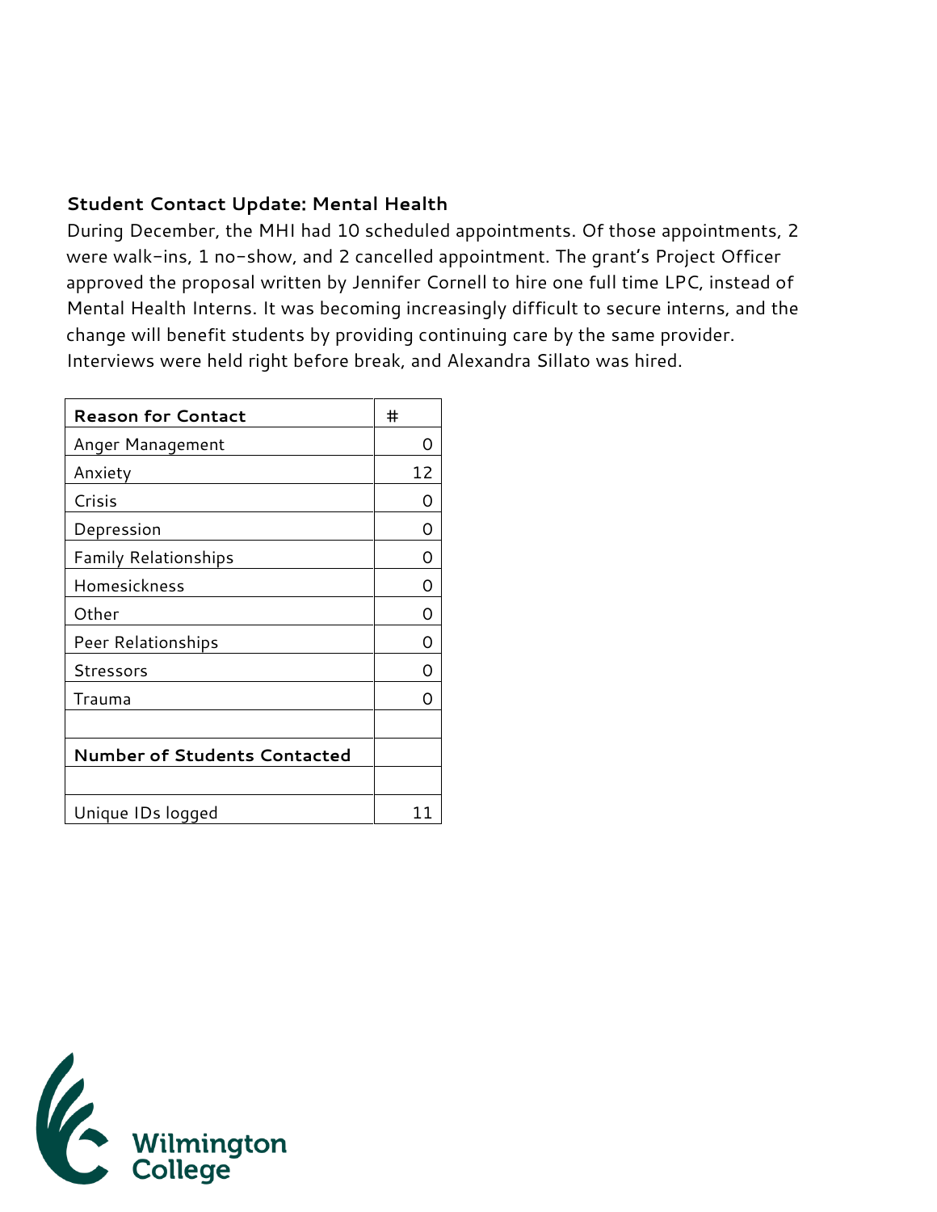### Student Contact Update: Mental Health

During December, the MHI had 10 scheduled appointments. Of those appointments, 2 were walk-ins, 1 no-show, and 2 cancelled appointment. The grant's Project Officer approved the proposal written by Jennifer Cornell to hire one full time LPC, instead of Mental Health Interns. It was becoming increasingly difficult to secure interns, and the change will benefit students by providing continuing care by the same provider. Interviews were held right before break, and Alexandra Sillato was hired.

| Reason for Contact | # |
|---|---|
| Anger Management | 0 |
| Anxiety | 12 |
| Crisis | 0 |
| Depression | 0 |
| Family Relationships | 0 |
| Homesickness | 0 |
| Other | 0 |
| Peer Relationships | 0 |
| Stressors | 0 |
| Trauma | 0 |
| | |
| **Number of Students Contacted** | |
| | |
| Unique IDs logged | 11 |

Wilmington College